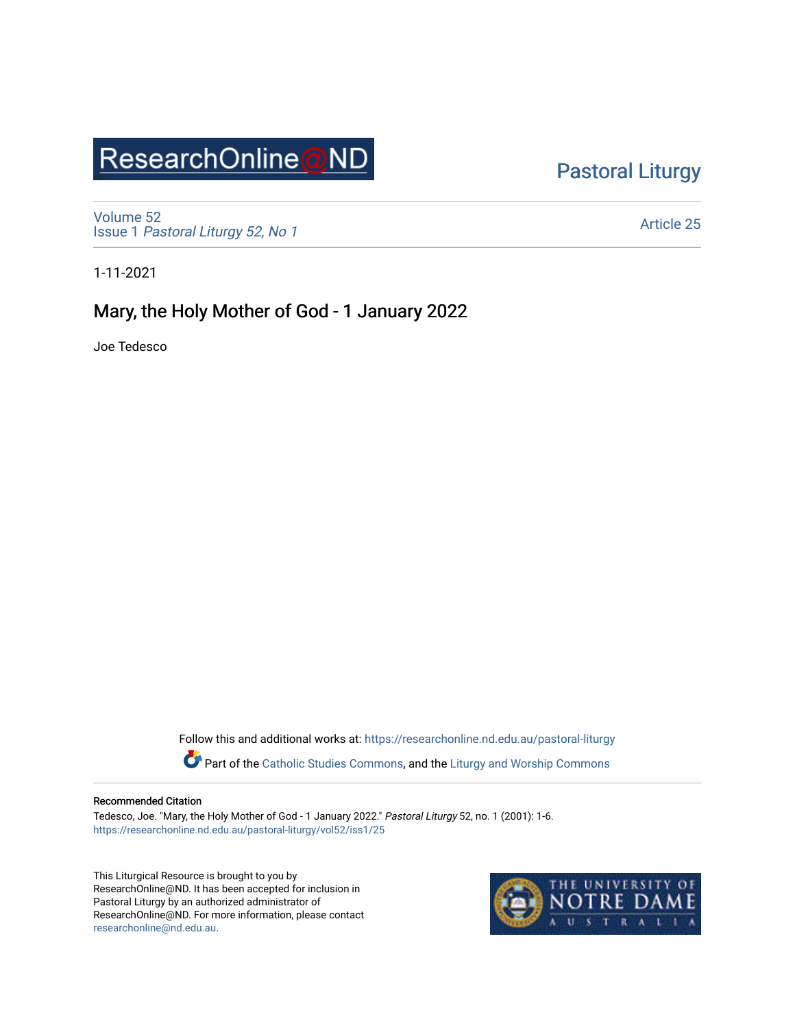ResearchOnline@ND

Pastoral Liturgy

Volume 52
Issue 1 *Pastoral Liturgy 52, No 1*

Article 25

1-11-2021

# Mary, the Holy Mother of God - 1 January 2022

Joe Tedesco

Follow this and additional works at: https://researchonline.nd.edu.au/pastoral-liturgy

Part of the Catholic Studies Commons, and the Liturgy and Worship Commons

### Recommended Citation

Tedesco, Joe. "Mary, the Holy Mother of God - 1 January 2022." *Pastoral Liturgy* 52, no. 1 (2001): 1-6.
https://researchonline.nd.edu.au/pastoral-liturgy/vol52/iss1/25

This Liturgical Resource is brought to you by ResearchOnline@ND. It has been accepted for inclusion in Pastoral Liturgy by an authorized administrator of ResearchOnline@ND. For more information, please contact researchonline@nd.edu.au.

THE UNIVERSITY OF NOTRE DAME AUSTRALIA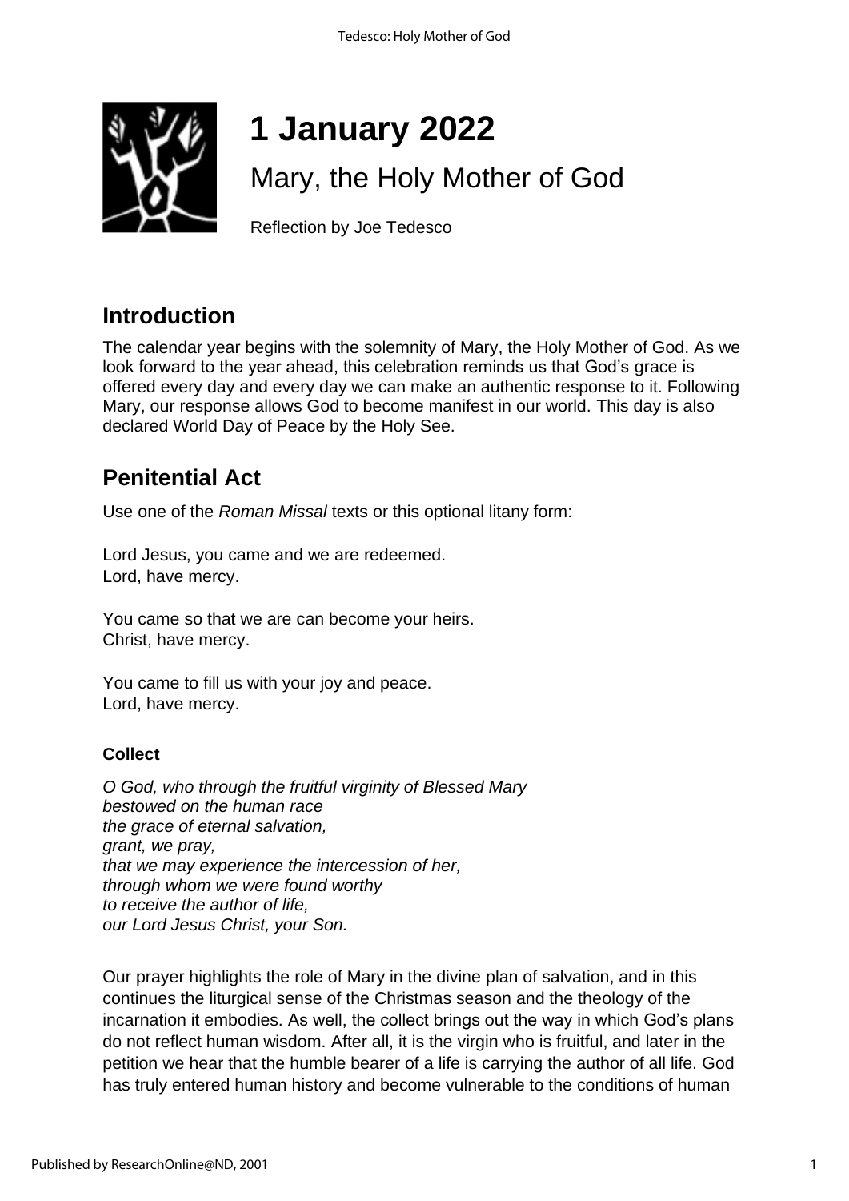# 1 January 2022

## Mary, the Holy Mother of God

Reflection by Joe Tedesco

## Introduction

The calendar year begins with the solemnity of Mary, the Holy Mother of God. As we look forward to the year ahead, this celebration reminds us that God's grace is offered every day and every day we can make an authentic response to it. Following Mary, our response allows God to become manifest in our world. This day is also declared World Day of Peace by the Holy See.

## Penitential Act

Use one of the *Roman Missal* texts or this optional litany form:

Lord Jesus, you came and we are redeemed.
Lord, have mercy.

You came so that we are can become your heirs.
Christ, have mercy.

You came to fill us with your joy and peace.
Lord, have mercy.

### Collect

*O God, who through the fruitful virginity of Blessed Mary*
*bestowed on the human race*
*the grace of eternal salvation,*
*grant, we pray,*
*that we may experience the intercession of her,*
*through whom we were found worthy*
*to receive the author of life,*
*our Lord Jesus Christ, your Son.*

Our prayer highlights the role of Mary in the divine plan of salvation, and in this continues the liturgical sense of the Christmas season and the theology of the incarnation it embodies. As well, the collect brings out the way in which God's plans do not reflect human wisdom. After all, it is the virgin who is fruitful, and later in the petition we hear that the humble bearer of a life is carrying the author of all life. God has truly entered human history and become vulnerable to the conditions of human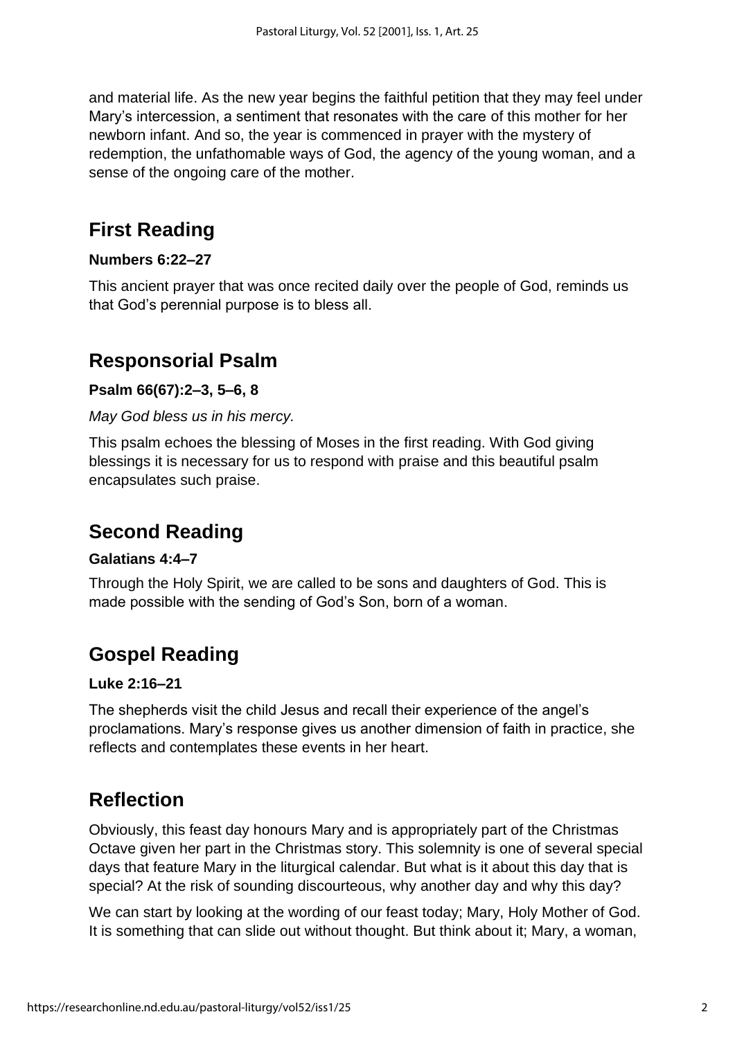and material life. As the new year begins the faithful petition that they may feel under Mary's intercession, a sentiment that resonates with the care of this mother for her newborn infant. And so, the year is commenced in prayer with the mystery of redemption, the unfathomable ways of God, the agency of the young woman, and a sense of the ongoing care of the mother.

## First Reading

**Numbers 6:22–27**

This ancient prayer that was once recited daily over the people of God, reminds us that God's perennial purpose is to bless all.

## Responsorial Psalm

**Psalm 66(67):2–3, 5–6, 8**

*May God bless us in his mercy.*

This psalm echoes the blessing of Moses in the first reading. With God giving blessings it is necessary for us to respond with praise and this beautiful psalm encapsulates such praise.

## Second Reading

**Galatians 4:4–7**

Through the Holy Spirit, we are called to be sons and daughters of God. This is made possible with the sending of God's Son, born of a woman.

## Gospel Reading

**Luke 2:16–21**

The shepherds visit the child Jesus and recall their experience of the angel's proclamations. Mary's response gives us another dimension of faith in practice, she reflects and contemplates these events in her heart.

## Reflection

Obviously, this feast day honours Mary and is appropriately part of the Christmas Octave given her part in the Christmas story. This solemnity is one of several special days that feature Mary in the liturgical calendar. But what is it about this day that is special? At the risk of sounding discourteous, why another day and why this day?

We can start by looking at the wording of our feast today; Mary, Holy Mother of God. It is something that can slide out without thought. But think about it; Mary, a woman,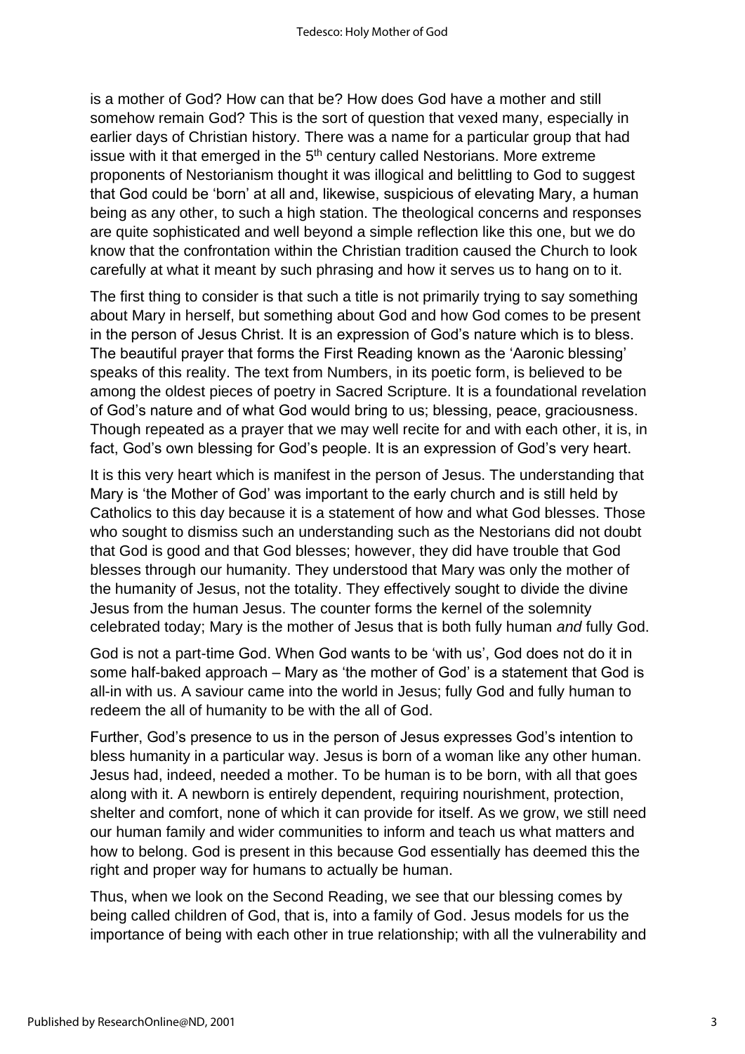is a mother of God? How can that be? How does God have a mother and still somehow remain God? This is the sort of question that vexed many, especially in earlier days of Christian history. There was a name for a particular group that had issue with it that emerged in the 5th century called Nestorians. More extreme proponents of Nestorianism thought it was illogical and belittling to God to suggest that God could be 'born' at all and, likewise, suspicious of elevating Mary, a human being as any other, to such a high station. The theological concerns and responses are quite sophisticated and well beyond a simple reflection like this one, but we do know that the confrontation within the Christian tradition caused the Church to look carefully at what it meant by such phrasing and how it serves us to hang on to it.

The first thing to consider is that such a title is not primarily trying to say something about Mary in herself, but something about God and how God comes to be present in the person of Jesus Christ. It is an expression of God's nature which is to bless. The beautiful prayer that forms the First Reading known as the 'Aaronic blessing' speaks of this reality. The text from Numbers, in its poetic form, is believed to be among the oldest pieces of poetry in Sacred Scripture. It is a foundational revelation of God's nature and of what God would bring to us; blessing, peace, graciousness. Though repeated as a prayer that we may well recite for and with each other, it is, in fact, God's own blessing for God's people. It is an expression of God's very heart.

It is this very heart which is manifest in the person of Jesus. The understanding that Mary is 'the Mother of God' was important to the early church and is still held by Catholics to this day because it is a statement of how and what God blesses. Those who sought to dismiss such an understanding such as the Nestorians did not doubt that God is good and that God blesses; however, they did have trouble that God blesses through our humanity. They understood that Mary was only the mother of the humanity of Jesus, not the totality. They effectively sought to divide the divine Jesus from the human Jesus. The counter forms the kernel of the solemnity celebrated today; Mary is the mother of Jesus that is both fully human *and* fully God.

God is not a part-time God. When God wants to be 'with us', God does not do it in some half-baked approach – Mary as 'the mother of God' is a statement that God is all-in with us. A saviour came into the world in Jesus; fully God and fully human to redeem the all of humanity to be with the all of God.

Further, God's presence to us in the person of Jesus expresses God's intention to bless humanity in a particular way. Jesus is born of a woman like any other human. Jesus had, indeed, needed a mother. To be human is to be born, with all that goes along with it. A newborn is entirely dependent, requiring nourishment, protection, shelter and comfort, none of which it can provide for itself. As we grow, we still need our human family and wider communities to inform and teach us what matters and how to belong. God is present in this because God essentially has deemed this the right and proper way for humans to actually be human.

Thus, when we look on the Second Reading, we see that our blessing comes by being called children of God, that is, into a family of God. Jesus models for us the importance of being with each other in true relationship; with all the vulnerability and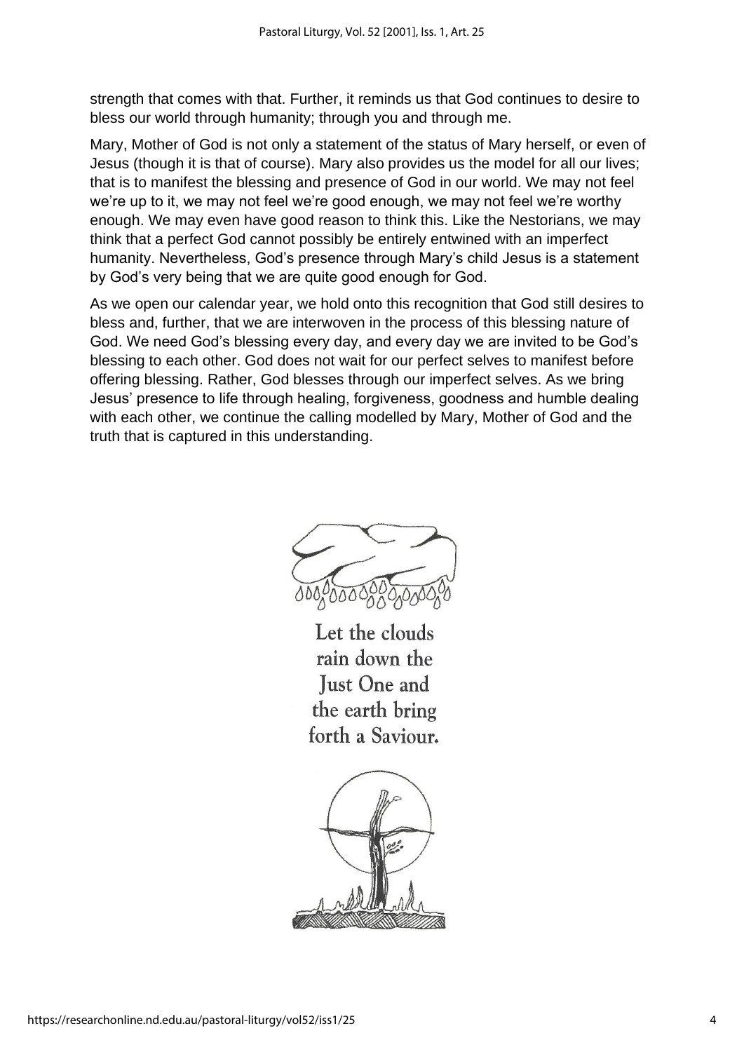strength that comes with that. Further, it reminds us that God continues to desire to bless our world through humanity; through you and through me.

Mary, Mother of God is not only a statement of the status of Mary herself, or even of Jesus (though it is that of course). Mary also provides us the model for all our lives; that is to manifest the blessing and presence of God in our world. We may not feel we're up to it, we may not feel we're good enough, we may not feel we're worthy enough. We may even have good reason to think this. Like the Nestorians, we may think that a perfect God cannot possibly be entirely entwined with an imperfect humanity. Nevertheless, God's presence through Mary's child Jesus is a statement by God's very being that we are quite good enough for God.

As we open our calendar year, we hold onto this recognition that God still desires to bless and, further, that we are interwoven in the process of this blessing nature of God. We need God's blessing every day, and every day we are invited to be God's blessing to each other. God does not wait for our perfect selves to manifest before offering blessing. Rather, God blesses through our imperfect selves. As we bring Jesus' presence to life through healing, forgiveness, goodness and humble dealing with each other, we continue the calling modelled by Mary, Mother of God and the truth that is captured in this understanding.

Let the clouds rain down the Just One and the earth bring forth a Saviour.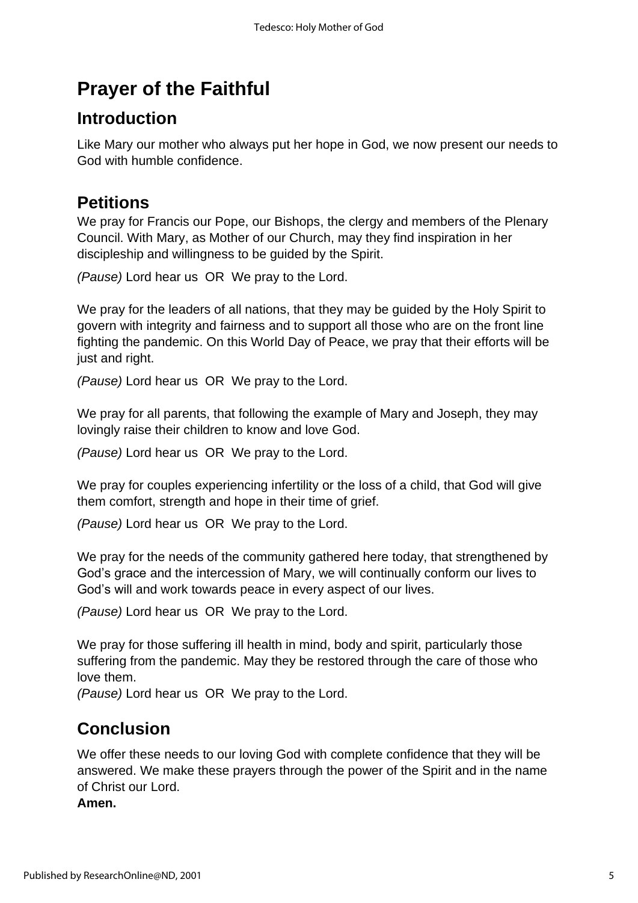# Prayer of the Faithful

## Introduction

Like Mary our mother who always put her hope in God, we now present our needs to God with humble confidence.

## Petitions

We pray for Francis our Pope, our Bishops, the clergy and members of the Plenary Council. With Mary, as Mother of our Church, may they find inspiration in her discipleship and willingness to be guided by the Spirit.

*(Pause)* Lord hear us OR We pray to the Lord.

We pray for the leaders of all nations, that they may be guided by the Holy Spirit to govern with integrity and fairness and to support all those who are on the front line fighting the pandemic. On this World Day of Peace, we pray that their efforts will be just and right.

*(Pause)* Lord hear us OR We pray to the Lord.

We pray for all parents, that following the example of Mary and Joseph, they may lovingly raise their children to know and love God.

*(Pause)* Lord hear us OR We pray to the Lord.

We pray for couples experiencing infertility or the loss of a child, that God will give them comfort, strength and hope in their time of grief.

*(Pause)* Lord hear us OR We pray to the Lord.

We pray for the needs of the community gathered here today, that strengthened by God's grace and the intercession of Mary, we will continually conform our lives to God's will and work towards peace in every aspect of our lives.

*(Pause)* Lord hear us OR We pray to the Lord.

We pray for those suffering ill health in mind, body and spirit, particularly those suffering from the pandemic. May they be restored through the care of those who love them.
*(Pause)* Lord hear us OR We pray to the Lord.

## Conclusion

We offer these needs to our loving God with complete confidence that they will be answered. We make these prayers through the power of the Spirit and in the name of Christ our Lord.
**Amen.**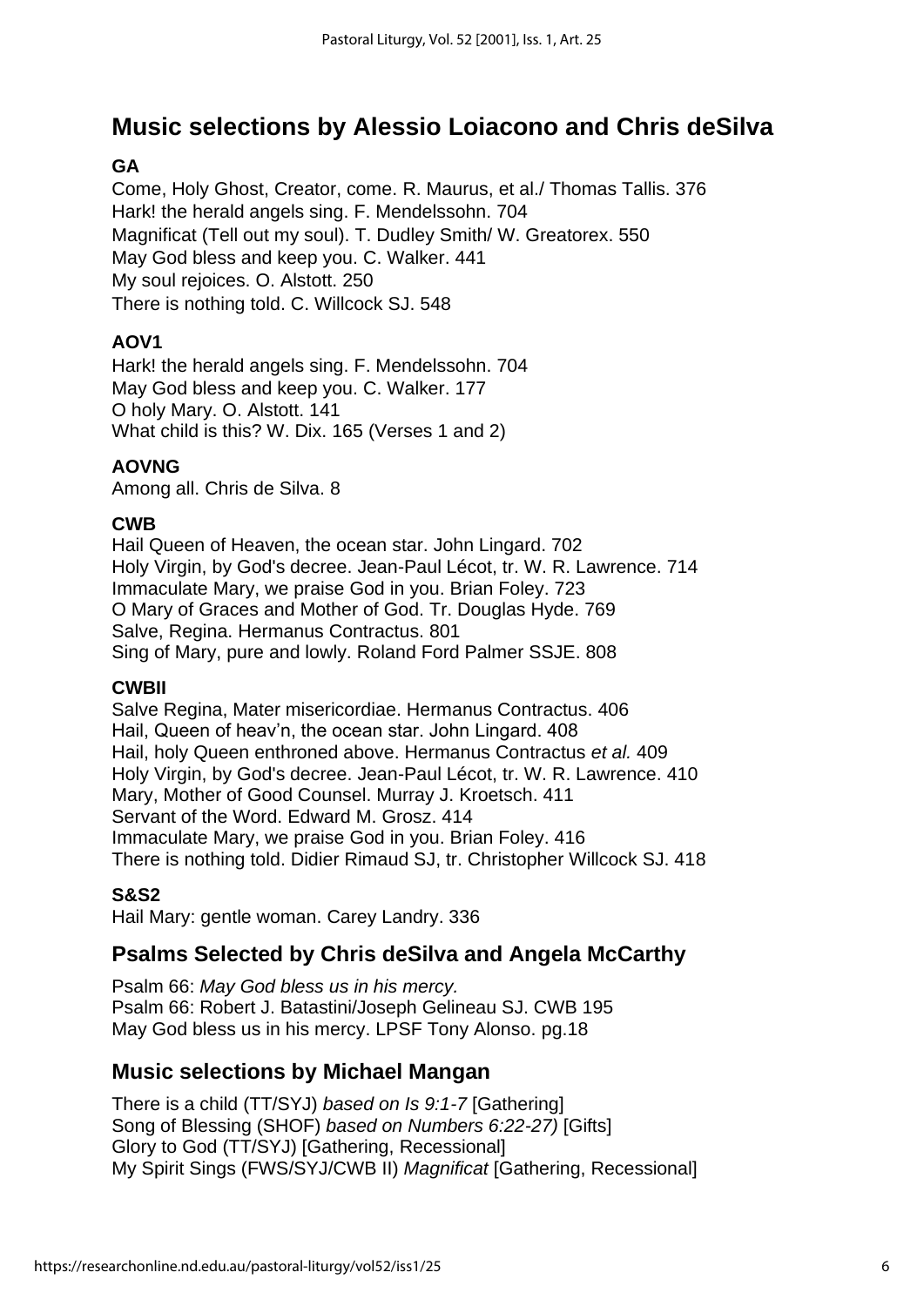## Music selections by Alessio Loiacono and Chris deSilva

### GA

Come, Holy Ghost, Creator, come. R. Maurus, et al./ Thomas Tallis. 376
Hark! the herald angels sing. F. Mendelssohn. 704
Magnificat (Tell out my soul). T. Dudley Smith/ W. Greatorex. 550
May God bless and keep you. C. Walker. 441
My soul rejoices. O. Alstott. 250
There is nothing told. C. Willcock SJ. 548

### AOV1

Hark! the herald angels sing. F. Mendelssohn. 704
May God bless and keep you. C. Walker. 177
O holy Mary. O. Alstott. 141
What child is this? W. Dix. 165 (Verses 1 and 2)

### AOVNG

Among all. Chris de Silva. 8

### CWB

Hail Queen of Heaven, the ocean star. John Lingard. 702
Holy Virgin, by God's decree. Jean-Paul Lécot, tr. W. R. Lawrence. 714
Immaculate Mary, we praise God in you. Brian Foley. 723
O Mary of Graces and Mother of God. Tr. Douglas Hyde. 769
Salve, Regina. Hermanus Contractus. 801
Sing of Mary, pure and lowly. Roland Ford Palmer SSJE. 808

### CWBII

Salve Regina, Mater misericordiae. Hermanus Contractus. 406
Hail, Queen of heav'n, the ocean star. John Lingard. 408
Hail, holy Queen enthroned above. Hermanus Contractus *et al.* 409
Holy Virgin, by God's decree. Jean-Paul Lécot, tr. W. R. Lawrence. 410
Mary, Mother of Good Counsel. Murray J. Kroetsch. 411
Servant of the Word. Edward M. Grosz. 414
Immaculate Mary, we praise God in you. Brian Foley. 416
There is nothing told. Didier Rimaud SJ, tr. Christopher Willcock SJ. 418

### S&S2

Hail Mary: gentle woman. Carey Landry. 336

## Psalms Selected by Chris deSilva and Angela McCarthy

Psalm 66: *May God bless us in his mercy.*
Psalm 66: Robert J. Batastini/Joseph Gelineau SJ. CWB 195
May God bless us in his mercy. LPSF Tony Alonso. pg.18

## Music selections by Michael Mangan

There is a child (TT/SYJ) *based on Is 9:1-7* [Gathering]
Song of Blessing (SHOF) *based on Numbers 6:22-27)* [Gifts]
Glory to God (TT/SYJ) [Gathering, Recessional]
My Spirit Sings (FWS/SYJ/CWB II) *Magnificat* [Gathering, Recessional]